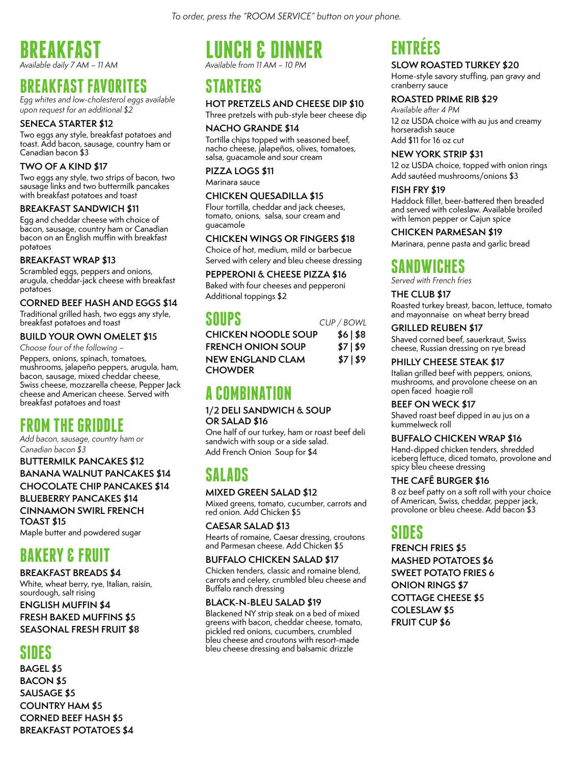*To order, press the "ROOM SERVICE" button on your phone.*

# BREAKFAST

*Available daily 7 AM – 11 AM*

## BREAKFAST FAVORITES

*Egg whites and low-cholesterol eggs available upon request for an additional $2*

**SENECA STARTER $12**
Two eggs any style, breakfast potatoes and toast. Add bacon, sausage, country ham or Canadian bacon $3

**TWO OF A KIND $17**
Two eggs any style, two strips of bacon, two sausage links and two buttermilk pancakes with breakfast potatoes and toast

**BREAKFAST SANDWICH $11**
Egg and cheddar cheese with choice of bacon, sausage, country ham or Canadian bacon on an English muffin with breakfast potatoes

**BREAKFAST WRAP $13**
Scrambled eggs, peppers and onions, arugula, cheddar-jack cheese with breakfast potatoes

**CORNED BEEF HASH AND EGGS $14**
Traditional grilled hash, two eggs any style, breakfast potatoes and toast

**BUILD YOUR OWN OMELET $15**
*Choose four of the following –*
Peppers, onions, spinach, tomatoes, mushrooms, jalapeño peppers, arugula, ham, bacon, sausage, mixed cheddar cheese, Swiss cheese, mozzarella cheese, Pepper Jack cheese and American cheese. Served with breakfast potatoes and toast

## FROM THE GRIDDLE

*Add bacon, sausage, country ham or Canadian bacon $3*

**BUTTERMILK PANCAKES $12**
**BANANA WALNUT PANCAKES $14**
**CHOCOLATE CHIP PANCAKES $14**
**BLUEBERRY PANCAKES $14**
**CINNAMON SWIRL FRENCH TOAST $15**
Maple butter and powdered sugar

## BAKERY & FRUIT

**BREAKFAST BREADS $4**
White, wheat berry, rye, Italian, raisin, sourdough, salt rising

**ENGLISH MUFFIN $4**
**FRESH BAKED MUFFINS $5**
**SEASONAL FRESH FRUIT $8**

## SIDES

**BAGEL $5**
**BACON $5**
**SAUSAGE $5**
**COUNTRY HAM $5**
**CORNED BEEF HASH $5**
**BREAKFAST POTATOES $4**

# LUNCH & DINNER

*Available from 11 AM – 10 PM*

## STARTERS

**HOT PRETZELS AND CHEESE DIP $10**
Three pretzels with pub-style beer cheese dip

**NACHO GRANDE $14**
Tortilla chips topped with seasoned beef, nacho cheese, jalapeños, olives, tomatoes, salsa, guacamole and sour cream

**PIZZA LOGS $11**
Marinara sauce

**CHICKEN QUESADILLA $15**
Flour tortilla, cheddar and jack cheeses, tomato, onions, salsa, sour cream and guacamole

**CHICKEN WINGS OR FINGERS $18**
Choice of hot, medium, mild or barbecue
Served with celery and bleu cheese dressing

**PEPPERONI & CHEESE PIZZA $16**
Baked with four cheeses and pepperoni
Additional toppings $2

## SOUPS

| | *CUP / BOWL* |
|---|---|
| **CHICKEN NOODLE SOUP** | **$6 \| $8** |
| **FRENCH ONION SOUP** | **$7 \| $9** |
| **NEW ENGLAND CLAM CHOWDER** | **$7 \| $9** |

## A COMBINATION

**1/2 DELI SANDWICH & SOUP OR SALAD $16**
One half of our turkey, ham or roast beef deli sandwich with soup or a side salad.
Add French Onion Soup for $4

## SALADS

**MIXED GREEN SALAD $12**
Mixed greens, tomato, cucumber, carrots and red onion. Add Chicken $5

**CAESAR SALAD $13**
Hearts of romaine, Caesar dressing, croutons and Parmesan cheese. Add Chicken $5

**BUFFALO CHICKEN SALAD $17**
Chicken tenders, classic and romaine blend, carrots and celery, crumbled bleu cheese and Buffalo ranch dressing

**BLACK-N-BLEU SALAD $19**
Blackened NY strip steak on a bed of mixed greens with bacon, cheddar cheese, tomato, pickled red onions, cucumbers, crumbled bleu cheese and croutons with resort-made bleu cheese dressing and balsamic drizzle

## ENTRÉES

**SLOW ROASTED TURKEY $20**
Home-style savory stuffing, pan gravy and cranberry sauce

**ROASTED PRIME RIB $29**
*Available after 4 PM*
12 oz USDA choice with au jus and creamy horseradish sauce
Add $11 for 16 oz cut

**NEW YORK STRIP $31**
12 oz USDA choice, topped with onion rings
Add sautéed mushrooms/onions $3

**FISH FRY $19**
Haddock fillet, beer-battered then breaded and served with coleslaw. Available broiled with lemon pepper or Cajun spice

**CHICKEN PARMESAN $19**
Marinara, penne pasta and garlic bread

## SANDWICHES

*Served with French fries*

**THE CLUB $17**
Roasted turkey breast, bacon, lettuce, tomato and mayonnaise on wheat berry bread

**GRILLED REUBEN $17**
Shaved corned beef, sauerkraut, Swiss cheese, Russian dressing on rye bread

**PHILLY CHEESE STEAK $17**
Italian grilled beef with peppers, onions, mushrooms, and provolone cheese on an open faced hoagie roll

**BEEF ON WECK $17**
Shaved roast beef dipped in au jus on a kummelweck roll

**BUFFALO CHICKEN WRAP $16**
Hand-dipped chicken tenders, shredded iceberg lettuce, diced tomato, provolone and spicy bleu cheese dressing

**THE CAFÉ BURGER $16**
8 oz beef patty on a soft roll with your choice of American, Swiss, cheddar, pepper jack, provolone or bleu cheese. Add bacon $3

## SIDES

**FRENCH FRIES $5**
**MASHED POTATOES $6**
**SWEET POTATO FRIES 6**
**ONION RINGS $7**
**COTTAGE CHEESE $5**
**COLESLAW $5**
**FRUIT CUP $6**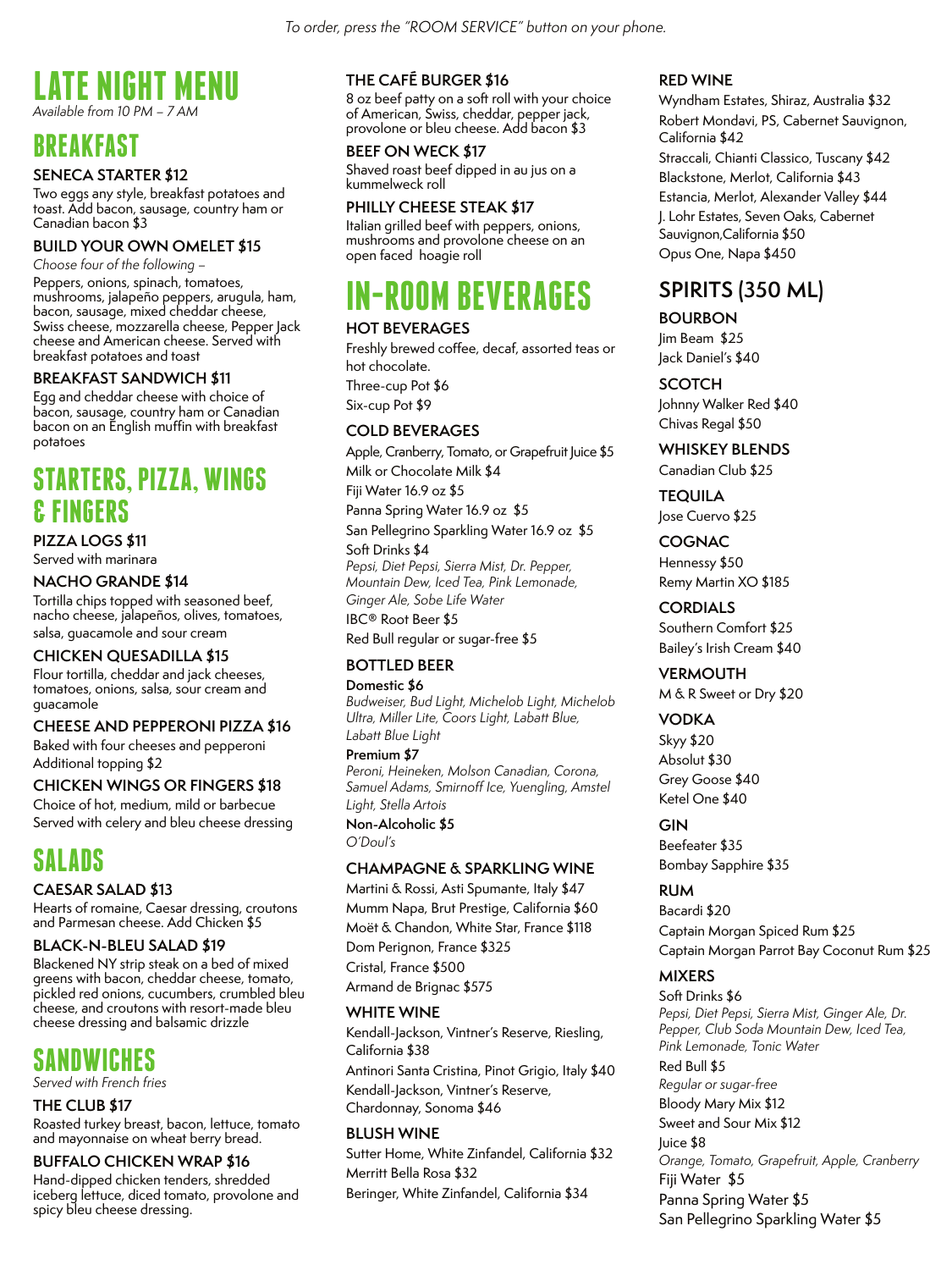*To order, press the "ROOM SERVICE" button on your phone.*

# LATE NIGHT MENU

*Available from 10 PM – 7 AM*

## BREAKFAST

**SENECA STARTER $12**
Two eggs any style, breakfast potatoes and toast. Add bacon, sausage, country ham or Canadian bacon $3

**BUILD YOUR OWN OMELET $15**
*Choose four of the following –*
Peppers, onions, spinach, tomatoes, mushrooms, jalapeño peppers, arugula, ham, bacon, sausage, mixed cheddar cheese, Swiss cheese, mozzarella cheese, Pepper Jack cheese and American cheese. Served with breakfast potatoes and toast

**BREAKFAST SANDWICH $11**
Egg and cheddar cheese with choice of bacon, sausage, country ham or Canadian bacon on an English muffin with breakfast potatoes

## STARTERS, PIZZA, WINGS & FINGERS

**PIZZA LOGS $11**
Served with marinara

**NACHO GRANDE $14**
Tortilla chips topped with seasoned beef, nacho cheese, jalapeños, olives, tomatoes, salsa, guacamole and sour cream

**CHICKEN QUESADILLA $15**
Flour tortilla, cheddar and jack cheeses, tomatoes, onions, salsa, sour cream and guacamole

**CHEESE AND PEPPERONI PIZZA $16**
Baked with four cheeses and pepperoni
Additional topping $2

**CHICKEN WINGS OR FINGERS $18**
Choice of hot, medium, mild or barbecue
Served with celery and bleu cheese dressing

## SALADS

**CAESAR SALAD $13**
Hearts of romaine, Caesar dressing, croutons and Parmesan cheese. Add Chicken $5

**BLACK-N-BLEU SALAD $19**
Blackened NY strip steak on a bed of mixed greens with bacon, cheddar cheese, tomato, pickled red onions, cucumbers, crumbled bleu cheese, and croutons with resort-made bleu cheese dressing and balsamic drizzle

## SANDWICHES

*Served with French fries*

**THE CLUB $17**
Roasted turkey breast, bacon, lettuce, tomato and mayonnaise on wheat berry bread.

**BUFFALO CHICKEN WRAP $16**
Hand-dipped chicken tenders, shredded iceberg lettuce, diced tomato, provolone and spicy bleu cheese dressing.

**THE CAFÉ BURGER $16**
8 oz beef patty on a soft roll with your choice of American, Swiss, cheddar, pepper jack, provolone or bleu cheese. Add bacon $3

**BEEF ON WECK $17**
Shaved roast beef dipped in au jus on a kummelweck roll

**PHILLY CHEESE STEAK $17**
Italian grilled beef with peppers, onions, mushrooms and provolone cheese on an open faced hoagie roll

# IN-ROOM BEVERAGES

### HOT BEVERAGES

Freshly brewed coffee, decaf, assorted teas or hot chocolate.
Three-cup Pot $6
Six-cup Pot $9

### COLD BEVERAGES

Apple, Cranberry, Tomato, or Grapefruit Juice $5
Milk or Chocolate Milk $4
Fiji Water 16.9 oz $5
Panna Spring Water 16.9 oz $5
San Pellegrino Sparkling Water 16.9 oz $5
Soft Drinks $4
*Pepsi, Diet Pepsi, Sierra Mist, Dr. Pepper, Mountain Dew, Iced Tea, Pink Lemonade, Ginger Ale, Sobe Life Water*
IBC® Root Beer $5
Red Bull regular or sugar-free $5

### BOTTLED BEER

**Domestic $6**
*Budweiser, Bud Light, Michelob Light, Michelob Ultra, Miller Lite, Coors Light, Labatt Blue, Labatt Blue Light*

**Premium $7**
*Peroni, Heineken, Molson Canadian, Corona, Samuel Adams, Smirnoff Ice, Yuengling, Amstel Light, Stella Artois*

**Non-Alcoholic $5**
*O'Doul's*

### CHAMPAGNE & SPARKLING WINE

Martini & Rossi, Asti Spumante, Italy $47
Mumm Napa, Brut Prestige, California $60
Moët & Chandon, White Star, France $118
Dom Perignon, France $325
Cristal, France $500
Armand de Brignac $575

### WHITE WINE

Kendall-Jackson, Vintner's Reserve, Riesling, California $38
Antinori Santa Cristina, Pinot Grigio, Italy $40
Kendall-Jackson, Vintner's Reserve, Chardonnay, Sonoma $46

### BLUSH WINE

Sutter Home, White Zinfandel, California $32
Merritt Bella Rosa $32
Beringer, White Zinfandel, California $34

### RED WINE

Wyndham Estates, Shiraz, Australia $32
Robert Mondavi, PS, Cabernet Sauvignon, California $42
Straccali, Chianti Classico, Tuscany $42
Blackstone, Merlot, California $43
Estancia, Merlot, Alexander Valley $44
J. Lohr Estates, Seven Oaks, Cabernet Sauvignon,California $50
Opus One, Napa $450

## SPIRITS (350 ML)

**BOURBON**
Jim Beam $25
Jack Daniel's $40

**SCOTCH**
Johnny Walker Red $40
Chivas Regal $50

**WHISKEY BLENDS**
Canadian Club $25

**TEQUILA**
Jose Cuervo $25

**COGNAC**
Hennessy $50
Remy Martin XO $185

**CORDIALS**
Southern Comfort $25
Bailey's Irish Cream $40

**VERMOUTH**
M & R Sweet or Dry $20

**VODKA**
Skyy $20
Absolut $30
Grey Goose $40
Ketel One $40

**GIN**
Beefeater $35
Bombay Sapphire $35

**RUM**
Bacardi $20
Captain Morgan Spiced Rum $25
Captain Morgan Parrot Bay Coconut Rum $25

**MIXERS**
Soft Drinks $6
*Pepsi, Diet Pepsi, Sierra Mist, Ginger Ale, Dr. Pepper, Club Soda Mountain Dew, Iced Tea, Pink Lemonade, Tonic Water*
Red Bull $5
*Regular or sugar-free*
Bloody Mary Mix $12
Sweet and Sour Mix $12
Juice $8
*Orange, Tomato, Grapefruit, Apple, Cranberry*
Fiji Water $5
Panna Spring Water $5
San Pellegrino Sparkling Water $5